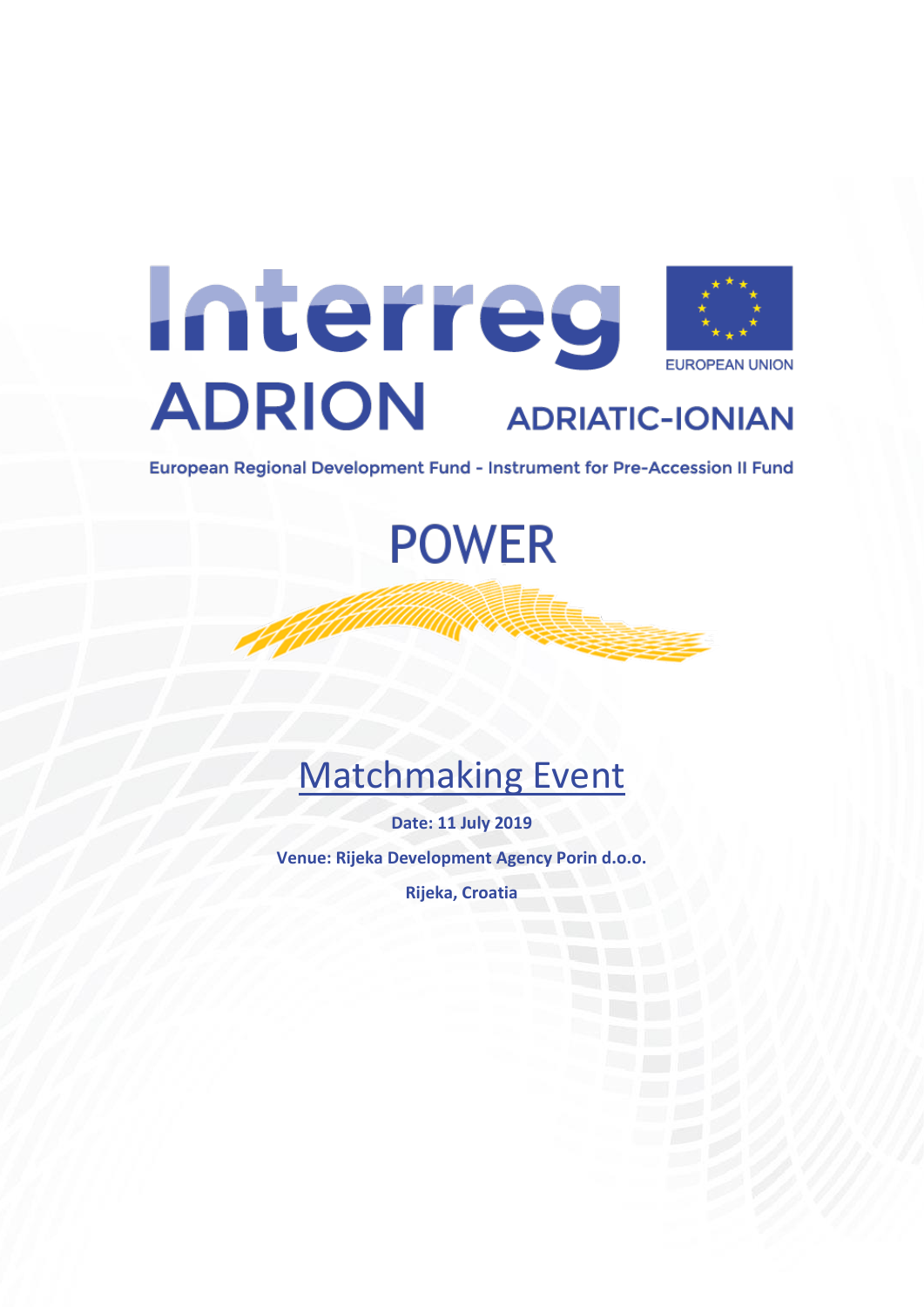Interreg ADRION

EUROPEAN UNION

ADRIATIC-IONIAN

European Regional Development Fund - Instrument for Pre-Accession II Fund

# POWER

## Matchmaking Event

**Date: 11 July 2019**

**Venue: Rijeka Development Agency Porin d.o.o.**

**Rijeka, Croatia**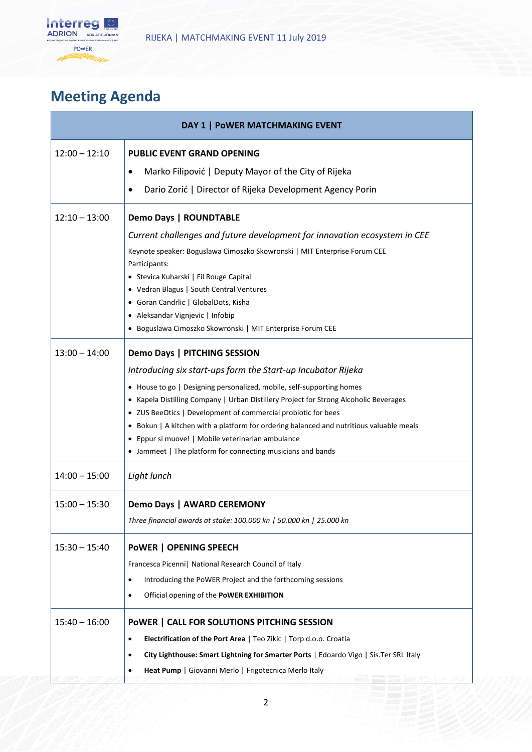# Meeting Agenda

| DAY 1 \| PoWER MATCHMAKING EVENT | |
|---|---|
| 12:00 – 12:10 | **PUBLIC EVENT GRAND OPENING**<br>• Marko Filipović \| Deputy Mayor of the City of Rijeka<br>• Dario Zorić \| Director of Rijeka Development Agency Porin |
| 12:10 – 13:00 | **Demo Days \| ROUNDTABLE**<br>*Current challenges and future development for innovation ecosystem in CEE*<br>Keynote speaker: Boguslawa Cimoszko Skowronski \| MIT Enterprise Forum CEE<br>Participants:<br>• Stevica Kuharski \| Fil Rouge Capital<br>• Vedran Blagus \| South Central Ventures<br>• Goran Candrlic \| GlobalDots, Kisha<br>• Aleksandar Vignjevic \| Infobip<br>• Boguslawa Cimoszko Skowronski \| MIT Enterprise Forum CEE |
| 13:00 – 14:00 | **Demo Days \| PITCHING SESSION**<br>*Introducing six start-ups form the Start-up Incubator Rijeka*<br>• House to go \| Designing personalized, mobile, self-supporting homes<br>• Kapela Distilling Company \| Urban Distillery Project for Strong Alcoholic Beverages<br>• ZUS BeeOtics \| Development of commercial probiotic for bees<br>• Bokun \| A kitchen with a platform for ordering balanced and nutritious valuable meals<br>• Eppur si muove! \| Mobile veterinarian ambulance<br>• Jammeet \| The platform for connecting musicians and bands |
| 14:00 – 15:00 | *Light lunch* |
| 15:00 – 15:30 | **Demo Days \| AWARD CEREMONY**<br>*Three financial awards at stake: 100.000 kn \| 50.000 kn \| 25.000 kn* |
| 15:30 – 15:40 | **PoWER \| OPENING SPEECH**<br>Francesca Picenni\| National Research Council of Italy<br>• Introducing the PoWER Project and the forthcoming sessions<br>• Official opening of the **PoWER EXHIBITION** |
| 15:40 – 16:00 | **PoWER \| CALL FOR SOLUTIONS PITCHING SESSION**<br>• **Electrification of the Port Area** \| Teo Zikic \| Torp d.o.o. Croatia<br>• **City Lighthouse: Smart Lightning for Smarter Ports** \| Edoardo Vigo \| Sis.Ter SRL Italy<br>• **Heat Pump** \| Giovanni Merlo \| Frigotecnica Merlo Italy |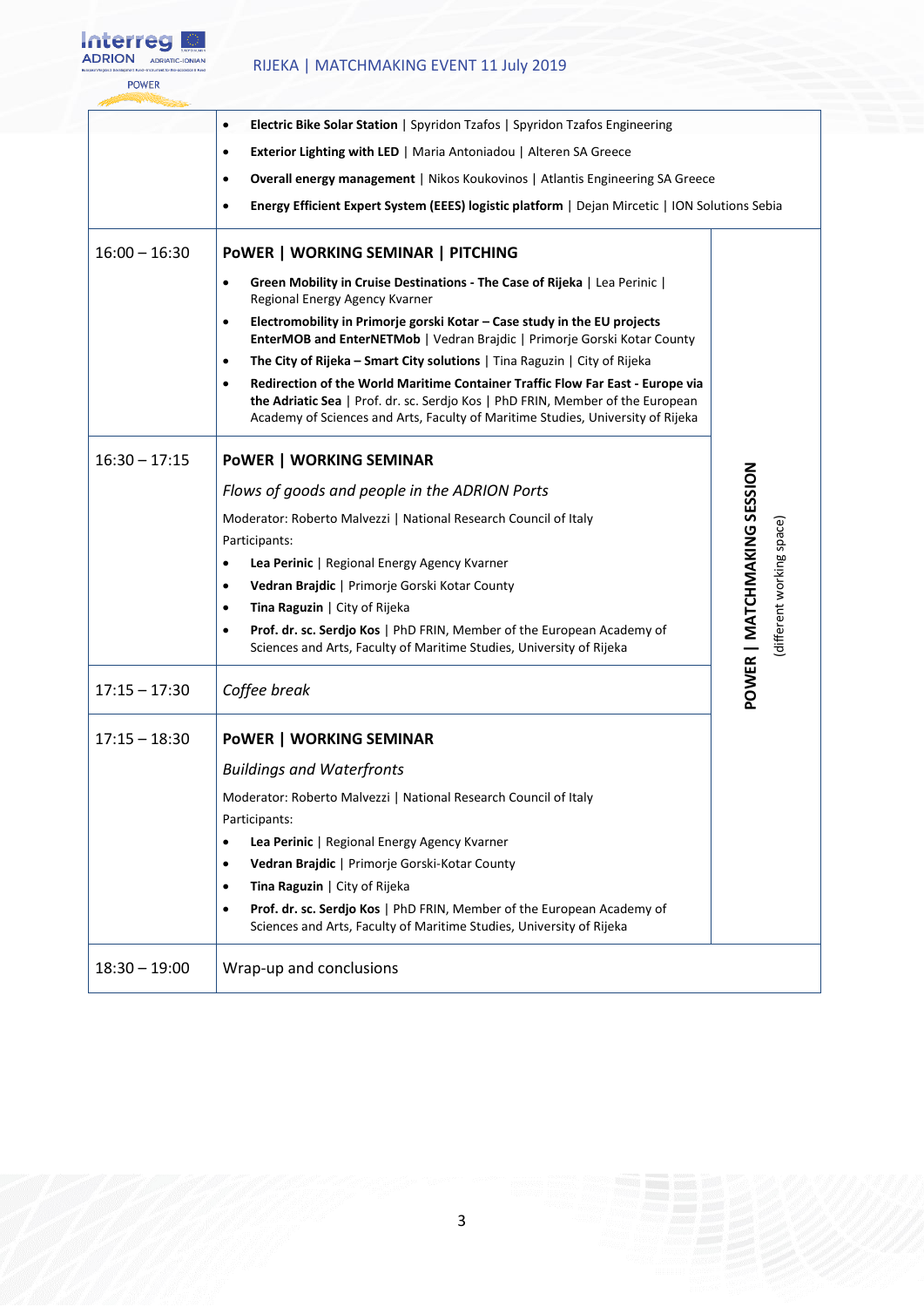| | | |
|---|---|---|
| | • **Electric Bike Solar Station** \| Spyridon Tzafos \| Spyridon Tzafos Engineering<br>• **Exterior Lighting with LED** \| Maria Antoniadou \| Alteren SA Greece<br>• **Overall energy management** \| Nikos Koukovinos \| Atlantis Engineering SA Greece<br>• **Energy Efficient Expert System (EEES) logistic platform** \| Dejan Mircetic \| ION Solutions Sebia | |
| 16:00 – 16:30 | **PoWER \| WORKING SEMINAR \| PITCHING**<br>• **Green Mobility in Cruise Destinations - The Case of Rijeka** \| Lea Perinic \| Regional Energy Agency Kvarner<br>• **Electromobility in Primorje gorski Kotar – Case study in the EU projects EnterMOB and EnterNETMob** \| Vedran Brajdic \| Primorje Gorski Kotar County<br>• **The City of Rijeka – Smart City solutions** \| Tina Raguzin \| City of Rijeka<br>• **Redirection of the World Maritime Container Traffic Flow Far East - Europe via the Adriatic Sea** \| Prof. dr. sc. Serdjo Kos \| PhD FRIN, Member of the European Academy of Sciences and Arts, Faculty of Maritime Studies, University of Rijeka | **POWER \| MATCHMAKING SESSION** (different working space) |
| 16:30 – 17:15 | **PoWER \| WORKING SEMINAR**<br>*Flows of goods and people in the ADRION Ports*<br>Moderator: Roberto Malvezzi \| National Research Council of Italy<br>Participants:<br>• **Lea Perinic** \| Regional Energy Agency Kvarner<br>• **Vedran Brajdic** \| Primorje Gorski Kotar County<br>• **Tina Raguzin** \| City of Rijeka<br>• **Prof. dr. sc. Serdjo Kos** \| PhD FRIN, Member of the European Academy of Sciences and Arts, Faculty of Maritime Studies, University of Rijeka | |
| 17:15 – 17:30 | *Coffee break* | |
| 17:15 – 18:30 | **PoWER \| WORKING SEMINAR**<br>*Buildings and Waterfronts*<br>Moderator: Roberto Malvezzi \| National Research Council of Italy<br>Participants:<br>• **Lea Perinic** \| Regional Energy Agency Kvarner<br>• **Vedran Brajdic** \| Primorje Gorski-Kotar County<br>• **Tina Raguzin** \| City of Rijeka<br>• **Prof. dr. sc. Serdjo Kos** \| PhD FRIN, Member of the European Academy of Sciences and Arts, Faculty of Maritime Studies, University of Rijeka | |
| 18:30 – 19:00 | Wrap-up and conclusions | |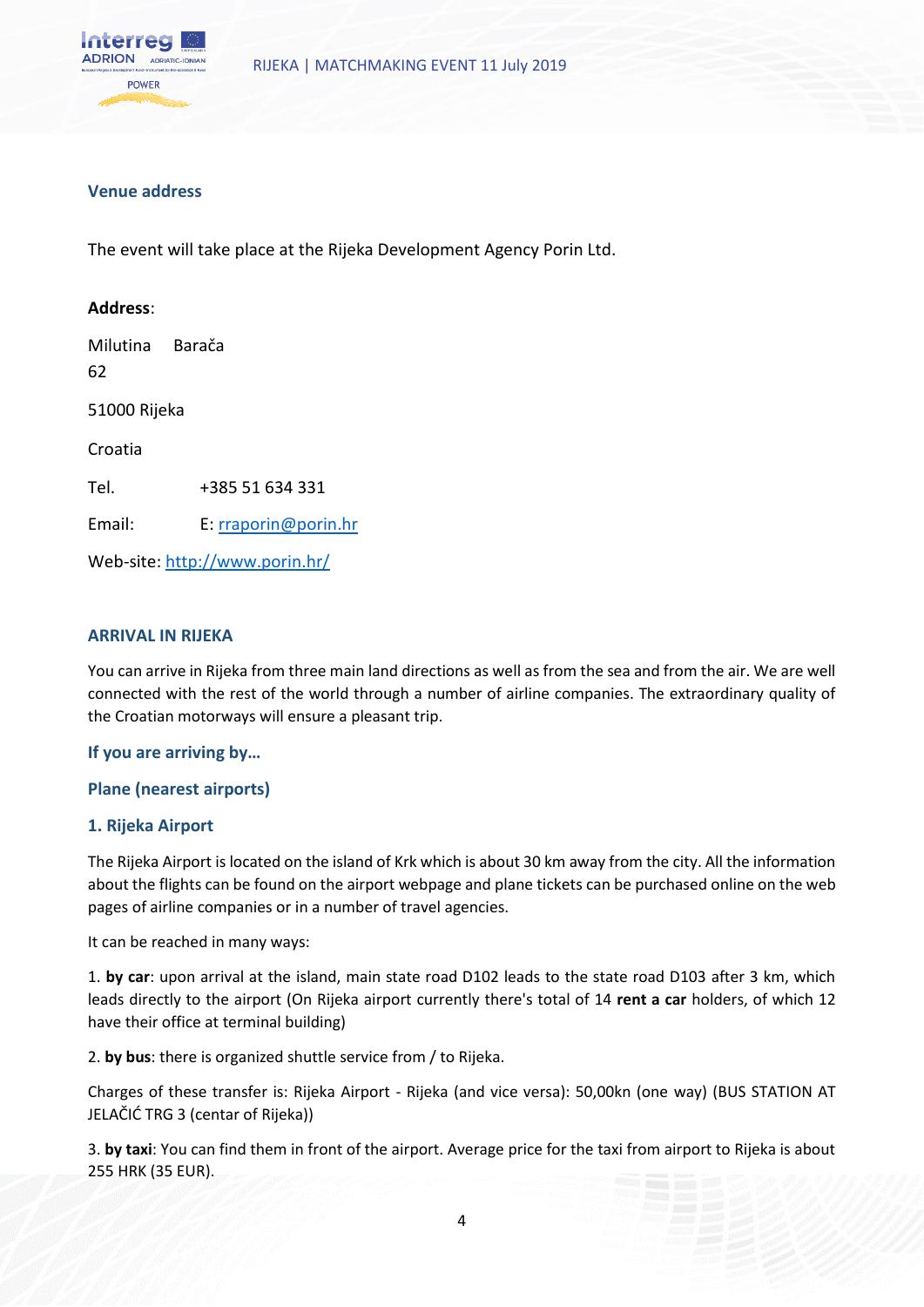### Venue address

The event will take place at the Rijeka Development Agency Porin Ltd.

**Address**:

Milutina Barača 62

51000 Rijeka

Croatia

Tel. +385 51 634 331

Email: E: rraporin@porin.hr

Web-site: http://www.porin.hr/

### ARRIVAL IN RIJEKA

You can arrive in Rijeka from three main land directions as well as from the sea and from the air. We are well connected with the rest of the world through a number of airline companies. The extraordinary quality of the Croatian motorways will ensure a pleasant trip.

### If you are arriving by…

### Plane (nearest airports)

### 1. Rijeka Airport

The Rijeka Airport is located on the island of Krk which is about 30 km away from the city. All the information about the flights can be found on the airport webpage and plane tickets can be purchased online on the web pages of airline companies or in a number of travel agencies.

It can be reached in many ways:

1. **by car**: upon arrival at the island, main state road D102 leads to the state road D103 after 3 km, which leads directly to the airport (On Rijeka airport currently there's total of 14 **rent a car** holders, of which 12 have their office at terminal building)

2. **by bus**: there is organized shuttle service from / to Rijeka.

Charges of these transfer is: Rijeka Airport - Rijeka (and vice versa): 50,00kn (one way) (BUS STATION AT JELAČIĆ TRG 3 (centar of Rijeka))

3. **by taxi**: You can find them in front of the airport. Average price for the taxi from airport to Rijeka is about 255 HRK (35 EUR).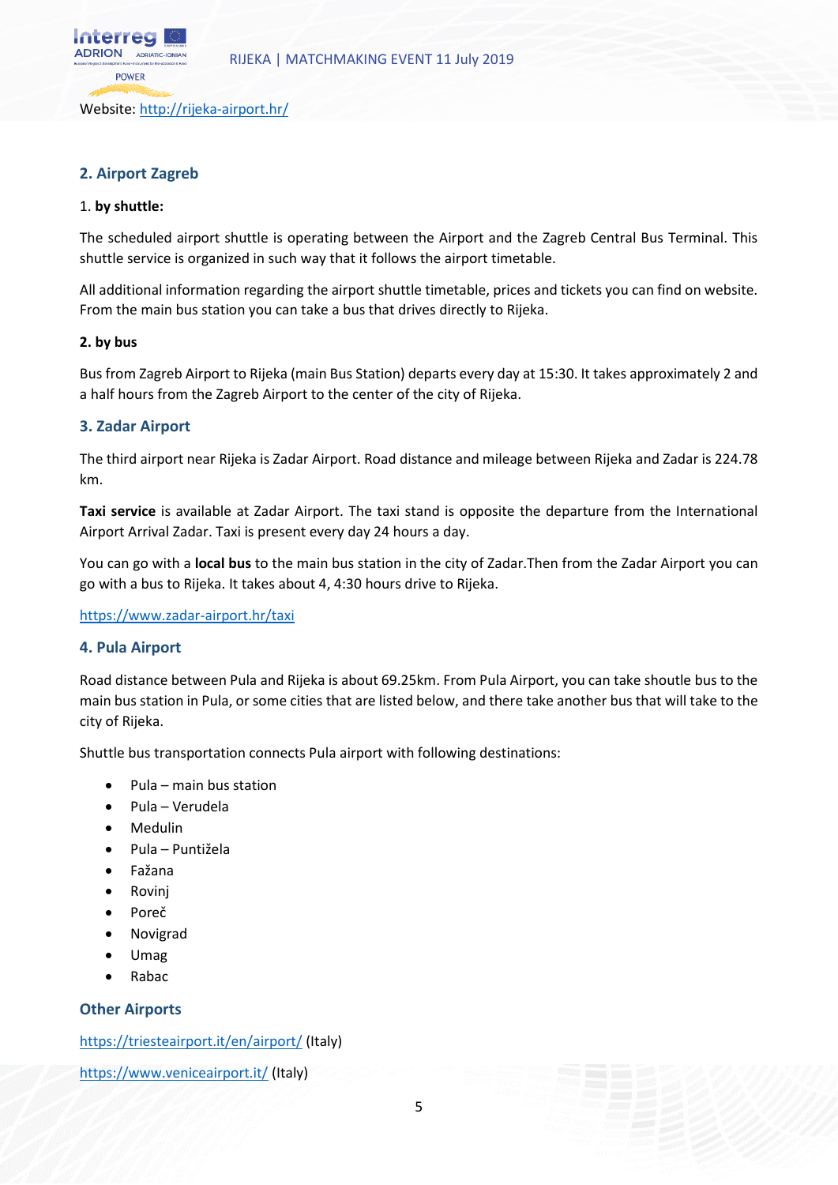Website: http://rijeka-airport.hr/

## 2. Airport Zagreb

1. **by shuttle:**

The scheduled airport shuttle is operating between the Airport and the Zagreb Central Bus Terminal. This shuttle service is organized in such way that it follows the airport timetable.

All additional information regarding the airport shuttle timetable, prices and tickets you can find on website. From the main bus station you can take a bus that drives directly to Rijeka.

**2. by bus**

Bus from Zagreb Airport to Rijeka (main Bus Station) departs every day at 15:30. It takes approximately 2 and a half hours from the Zagreb Airport to the center of the city of Rijeka.

## 3. Zadar Airport

The third airport near Rijeka is Zadar Airport. Road distance and mileage between Rijeka and Zadar is 224.78 km.

**Taxi service** is available at Zadar Airport. The taxi stand is opposite the departure from the International Airport Arrival Zadar. Taxi is present every day 24 hours a day.

You can go with a **local bus** to the main bus station in the city of Zadar.Then from the Zadar Airport you can go with a bus to Rijeka. It takes about 4, 4:30 hours drive to Rijeka.

https://www.zadar-airport.hr/taxi

## 4. Pula Airport

Road distance between Pula and Rijeka is about 69.25km. From Pula Airport, you can take shoutle bus to the main bus station in Pula, or some cities that are listed below, and there take another bus that will take to the city of Rijeka.

Shuttle bus transportation connects Pula airport with following destinations:

- Pula – main bus station
- Pula – Verudela
- Medulin
- Pula – Puntižela
- Fažana
- Rovinj
- Poreč
- Novigrad
- Umag
- Rabac

## Other Airports

https://triesteairport.it/en/airport/ (Italy)

https://www.veniceairport.it/ (Italy)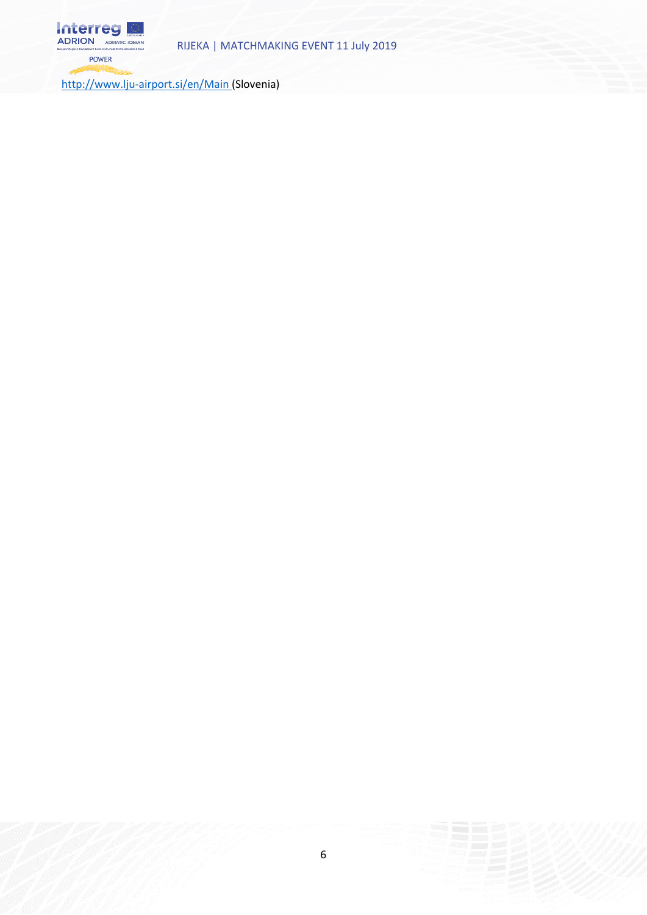http://www.lju-airport.si/en/Main (Slovenia)